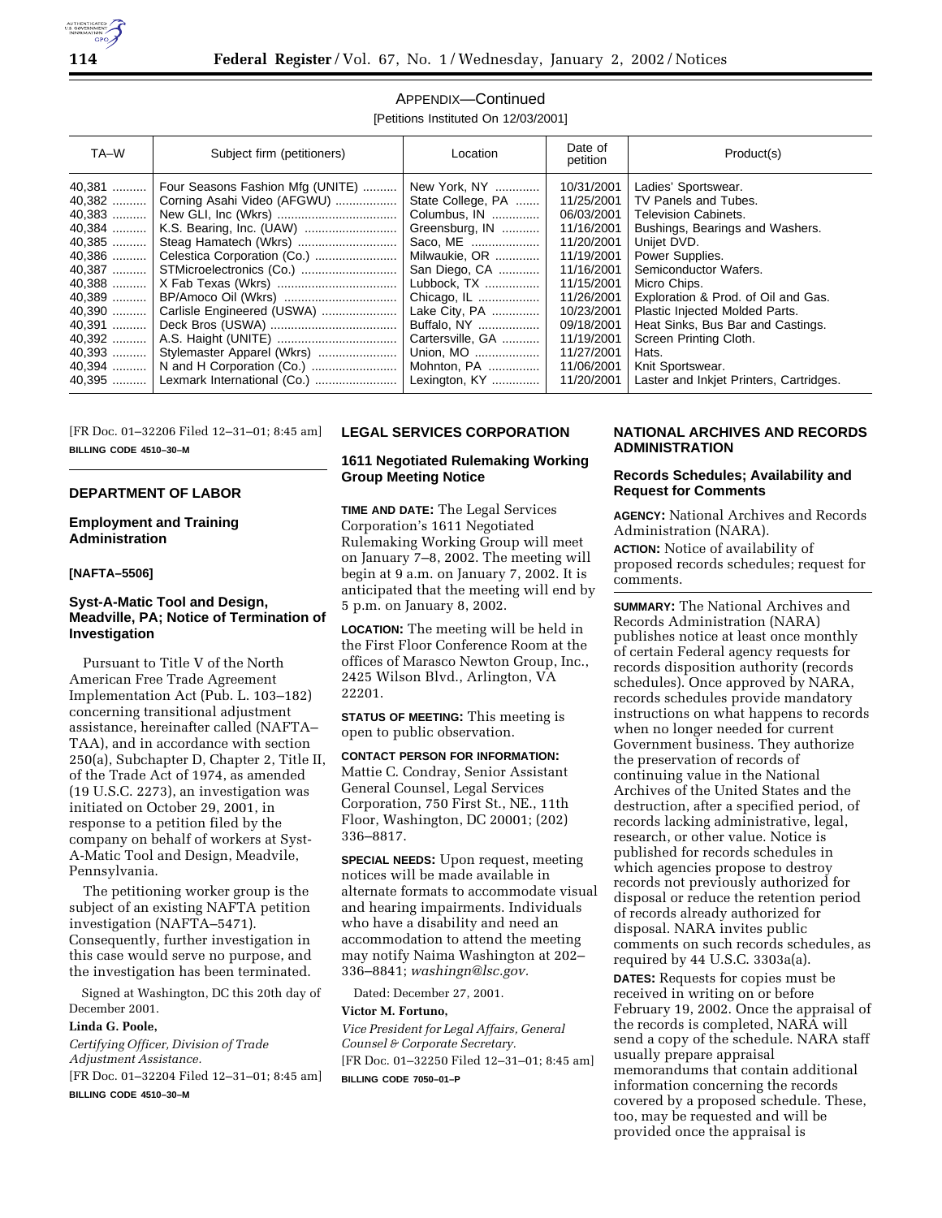## APPENDIX—Continued

[Petitions Instituted On 12/03/2001]

| TA–W | Subject firm (petitioners) | Location | Date of petition | Product(s) |
|---|---|---|---|---|
| 40,381 | Four Seasons Fashion Mfg (UNITE) | New York, NY | 10/31/2001 | Ladies' Sportswear. |
| 40,382 | Corning Asahi Video (AFGWU) | State College, PA | 11/25/2001 | TV Panels and Tubes. |
| 40,383 | New GLI, Inc (Wkrs) | Columbus, IN | 06/03/2001 | Television Cabinets. |
| 40,384 | K.S. Bearing, Inc. (UAW) | Greensburg, IN | 11/16/2001 | Bushings, Bearings and Washers. |
| 40,385 | Steag Hamatech (Wkrs) | Saco, ME | 11/20/2001 | Unijet DVD. |
| 40,386 | Celestica Corporation (Co.) | Milwaukie, OR | 11/19/2001 | Power Supplies. |
| 40,387 | STMicroelectronics (Co.) | San Diego, CA | 11/16/2001 | Semiconductor Wafers. |
| 40,388 | X Fab Texas (Wkrs) | Lubbock, TX | 11/15/2001 | Micro Chips. |
| 40,389 | BP/Amoco Oil (Wkrs) | Chicago, IL | 11/26/2001 | Exploration & Prod. of Oil and Gas. |
| 40,390 | Carlisle Engineered (USWA) | Lake City, PA | 10/23/2001 | Plastic Injected Molded Parts. |
| 40,391 | Deck Bros (USWA) | Buffalo, NY | 09/18/2001 | Heat Sinks, Bus Bar and Castings. |
| 40,392 | A.S. Haight (UNITE) | Cartersville, GA | 11/19/2001 | Screen Printing Cloth. |
| 40,393 | Stylemaster Apparel (Wkrs) | Union, MO | 11/27/2001 | Hats. |
| 40,394 | N and H Corporation (Co.) | Mohnton, PA | 11/06/2001 | Knit Sportswear. |
| 40,395 | Lexmark International (Co.) | Lexington, KY | 11/20/2001 | Laster and Inkjet Printers, Cartridges. |

[FR Doc. 01–32206 Filed 12–31–01; 8:45 am]

**BILLING CODE 4510–30–M**

---

## DEPARTMENT OF LABOR

### Employment and Training Administration

**[NAFTA–5506]**

### Syst-A-Matic Tool and Design, Meadville, PA; Notice of Termination of Investigation

Pursuant to Title V of the North American Free Trade Agreement Implementation Act (Pub. L. 103–182) concerning transitional adjustment assistance, hereinafter called (NAFTA–TAA), and in accordance with section 250(a), Subchapter D, Chapter 2, Title II, of the Trade Act of 1974, as amended (19 U.S.C. 2273), an investigation was initiated on October 29, 2001, in response to a petition filed by the company on behalf of workers at Syst-A-Matic Tool and Design, Meadvile, Pennsylvania.

The petitioning worker group is the subject of an existing NAFTA petition investigation (NAFTA–5471). Consequently, further investigation in this case would serve no purpose, and the investigation has been terminated.

Signed at Washington, DC this 20th day of December 2001.

**Linda G. Poole,**

*Certifying Officer, Division of Trade Adjustment Assistance.*

[FR Doc. 01–32204 Filed 12–31–01; 8:45 am]

**BILLING CODE 4510–30–M**

---

## LEGAL SERVICES CORPORATION

### 1611 Negotiated Rulemaking Working Group Meeting Notice

**TIME AND DATE:** The Legal Services Corporation's 1611 Negotiated Rulemaking Working Group will meet on January 7–8, 2002. The meeting will begin at 9 a.m. on January 7, 2002. It is anticipated that the meeting will end by 5 p.m. on January 8, 2002.

**LOCATION:** The meeting will be held in the First Floor Conference Room at the offices of Marasco Newton Group, Inc., 2425 Wilson Blvd., Arlington, VA 22201.

**STATUS OF MEETING:** This meeting is open to public observation.

**CONTACT PERSON FOR INFORMATION:** Mattie C. Condray, Senior Assistant General Counsel, Legal Services Corporation, 750 First St., NE., 11th Floor, Washington, DC 20001; (202) 336–8817.

**SPECIAL NEEDS:** Upon request, meeting notices will be made available in alternate formats to accommodate visual and hearing impairments. Individuals who have a disability and need an accommodation to attend the meeting may notify Naima Washington at 202–336–8841; *washingn@lsc.gov.*

Dated: December 27, 2001.

**Victor M. Fortuno,**

*Vice President for Legal Affairs, General Counsel & Corporate Secretary.*

[FR Doc. 01–32250 Filed 12–31–01; 8:45 am]

**BILLING CODE 7050–01–P**

---

## NATIONAL ARCHIVES AND RECORDS ADMINISTRATION

### Records Schedules; Availability and Request for Comments

**AGENCY:** National Archives and Records Administration (NARA).

**ACTION:** Notice of availability of proposed records schedules; request for comments.

**SUMMARY:** The National Archives and Records Administration (NARA) publishes notice at least once monthly of certain Federal agency requests for records disposition authority (records schedules). Once approved by NARA, records schedules provide mandatory instructions on what happens to records when no longer needed for current Government business. They authorize the preservation of records of continuing value in the National Archives of the United States and the destruction, after a specified period, of records lacking administrative, legal, research, or other value. Notice is published for records schedules in which agencies propose to destroy records not previously authorized for disposal or reduce the retention period of records already authorized for disposal. NARA invites public comments on such records schedules, as required by 44 U.S.C. 3303a(a).

**DATES:** Requests for copies must be received in writing on or before February 19, 2002. Once the appraisal of the records is completed, NARA will send a copy of the schedule. NARA staff usually prepare appraisal memorandums that contain additional information concerning the records covered by a proposed schedule. These, too, may be requested and will be provided once the appraisal is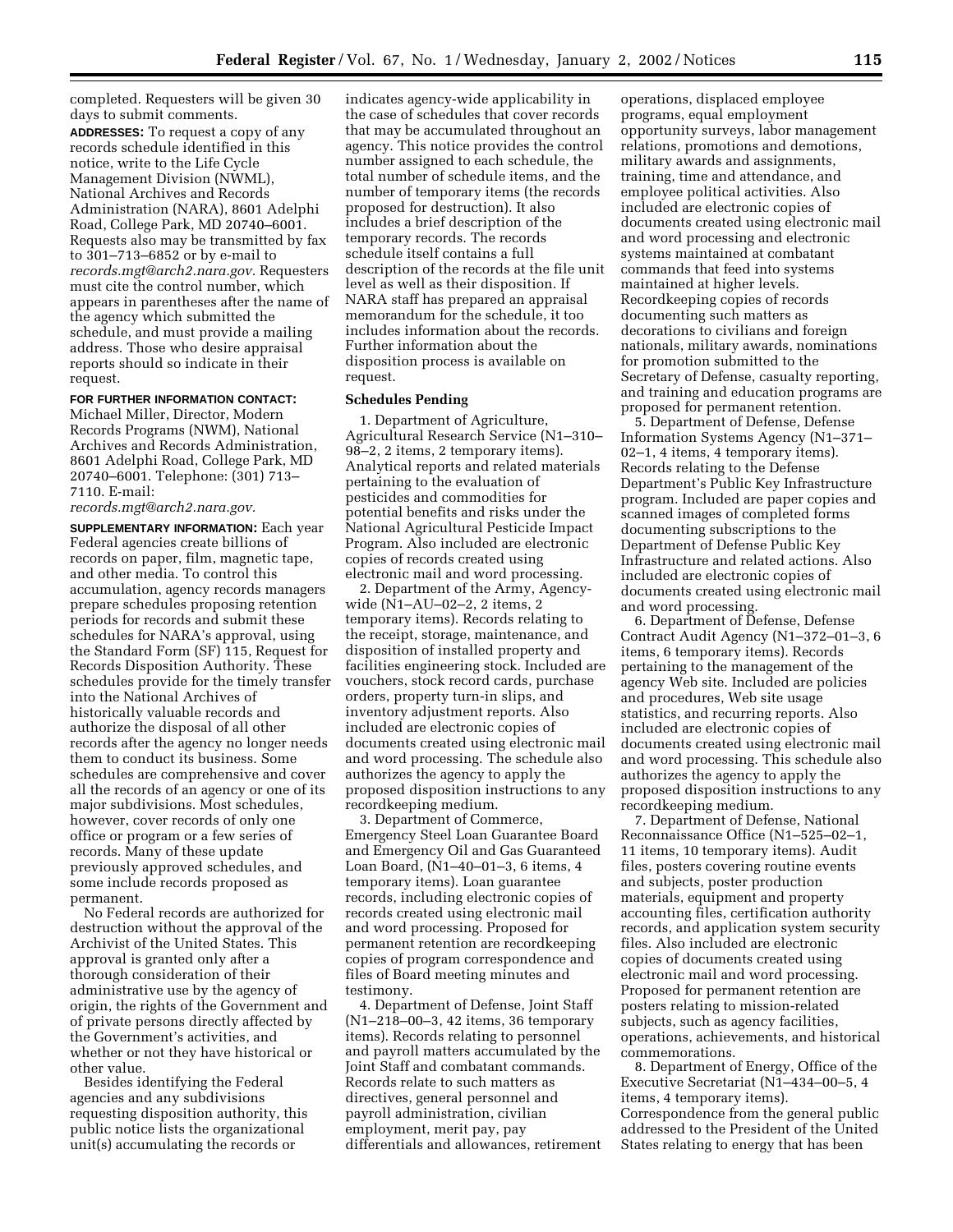completed. Requesters will be given 30 days to submit comments.

**ADDRESSES:** To request a copy of any records schedule identified in this notice, write to the Life Cycle Management Division (NWML), National Archives and Records Administration (NARA), 8601 Adelphi Road, College Park, MD 20740–6001. Requests also may be transmitted by fax to 301–713–6852 or by e-mail to *records.mgt@arch2.nara.gov.* Requesters must cite the control number, which appears in parentheses after the name of the agency which submitted the schedule, and must provide a mailing address. Those who desire appraisal reports should so indicate in their request.

**FOR FURTHER INFORMATION CONTACT:** Michael Miller, Director, Modern Records Programs (NWM), National Archives and Records Administration, 8601 Adelphi Road, College Park, MD 20740–6001. Telephone: (301) 713–7110. E-mail: *records.mgt@arch2.nara.gov.*

**SUPPLEMENTARY INFORMATION:** Each year Federal agencies create billions of records on paper, film, magnetic tape, and other media. To control this accumulation, agency records managers prepare schedules proposing retention periods for records and submit these schedules for NARA's approval, using the Standard Form (SF) 115, Request for Records Disposition Authority. These schedules provide for the timely transfer into the National Archives of historically valuable records and authorize the disposal of all other records after the agency no longer needs them to conduct its business. Some schedules are comprehensive and cover all the records of an agency or one of its major subdivisions. Most schedules, however, cover records of only one office or program or a few series of records. Many of these update previously approved schedules, and some include records proposed as permanent.

No Federal records are authorized for destruction without the approval of the Archivist of the United States. This approval is granted only after a thorough consideration of their administrative use by the agency of origin, the rights of the Government and of private persons directly affected by the Government's activities, and whether or not they have historical or other value.

Besides identifying the Federal agencies and any subdivisions requesting disposition authority, this public notice lists the organizational unit(s) accumulating the records or indicates agency-wide applicability in the case of schedules that cover records that may be accumulated throughout an agency. This notice provides the control number assigned to each schedule, the total number of schedule items, and the number of temporary items (the records proposed for destruction). It also includes a brief description of the temporary records. The records schedule itself contains a full description of the records at the file unit level as well as their disposition. If NARA staff has prepared an appraisal memorandum for the schedule, it too includes information about the records. Further information about the disposition process is available on request.

**Schedules Pending**

1. Department of Agriculture, Agricultural Research Service (N1–310–98–2, 2 items, 2 temporary items). Analytical reports and related materials pertaining to the evaluation of pesticides and commodities for potential benefits and risks under the National Agricultural Pesticide Impact Program. Also included are electronic copies of records created using electronic mail and word processing.

2. Department of the Army, Agency-wide (N1–AU–02–2, 2 items, 2 temporary items). Records relating to the receipt, storage, maintenance, and disposition of installed property and facilities engineering stock. Included are vouchers, stock record cards, purchase orders, property turn-in slips, and inventory adjustment reports. Also included are electronic copies of documents created using electronic mail and word processing. The schedule also authorizes the agency to apply the proposed disposition instructions to any recordkeeping medium.

3. Department of Commerce, Emergency Steel Loan Guarantee Board and Emergency Oil and Gas Guaranteed Loan Board, (N1–40–01–3, 6 items, 4 temporary items). Loan guarantee records, including electronic copies of records created using electronic mail and word processing. Proposed for permanent retention are recordkeeping copies of program correspondence and files of Board meeting minutes and testimony.

4. Department of Defense, Joint Staff (N1–218–00–3, 42 items, 36 temporary items). Records relating to personnel and payroll matters accumulated by the Joint Staff and combatant commands. Records relate to such matters as directives, general personnel and payroll administration, civilian employment, merit pay, pay differentials and allowances, retirement operations, displaced employee programs, equal employment opportunity surveys, labor management relations, promotions and demotions, military awards and assignments, training, time and attendance, and employee political activities. Also included are electronic copies of documents created using electronic mail and word processing and electronic systems maintained at combatant commands that feed into systems maintained at higher levels. Recordkeeping copies of records documenting such matters as decorations to civilians and foreign nationals, military awards, nominations for promotion submitted to the Secretary of Defense, casualty reporting, and training and education programs are proposed for permanent retention.

5. Department of Defense, Defense Information Systems Agency (N1–371–02–1, 4 items, 4 temporary items). Records relating to the Defense Department's Public Key Infrastructure program. Included are paper copies and scanned images of completed forms documenting subscriptions to the Department of Defense Public Key Infrastructure and related actions. Also included are electronic copies of documents created using electronic mail and word processing.

6. Department of Defense, Defense Contract Audit Agency (N1–372–01–3, 6 items, 6 temporary items). Records pertaining to the management of the agency Web site. Included are policies and procedures, Web site usage statistics, and recurring reports. Also included are electronic copies of documents created using electronic mail and word processing. This schedule also authorizes the agency to apply the proposed disposition instructions to any recordkeeping medium.

7. Department of Defense, National Reconnaissance Office (N1–525–02–1, 11 items, 10 temporary items). Audit files, posters covering routine events and subjects, poster production materials, equipment and property accounting files, certification authority records, and application system security files. Also included are electronic copies of documents created using electronic mail and word processing. Proposed for permanent retention are posters relating to mission-related subjects, such as agency facilities, operations, achievements, and historical commemorations.

8. Department of Energy, Office of the Executive Secretariat (N1–434–00–5, 4 items, 4 temporary items). Correspondence from the general public addressed to the President of the United States relating to energy that has been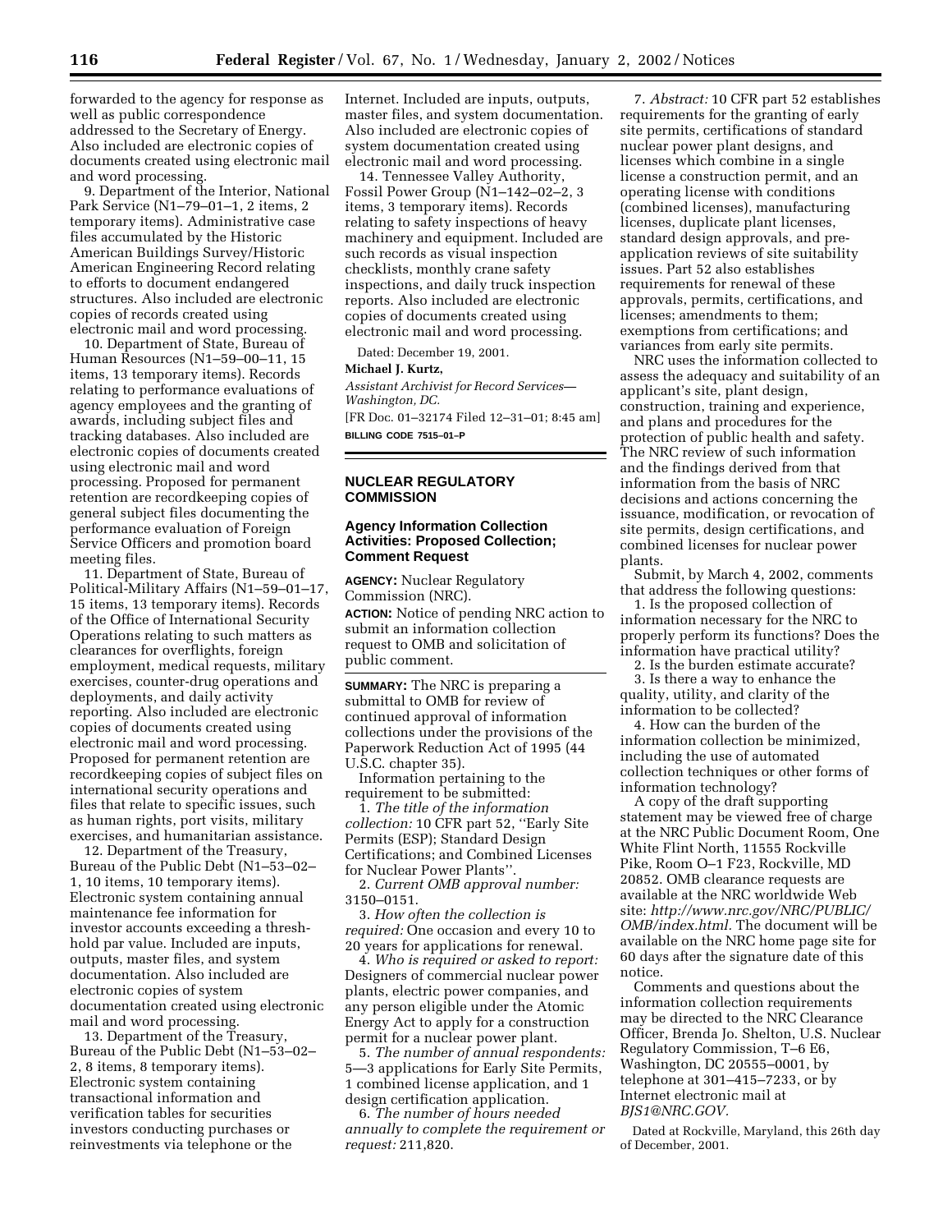forwarded to the agency for response as well as public correspondence addressed to the Secretary of Energy. Also included are electronic copies of documents created using electronic mail and word processing.

9. Department of the Interior, National Park Service (N1–79–01–1, 2 items, 2 temporary items). Administrative case files accumulated by the Historic American Buildings Survey/Historic American Engineering Record relating to efforts to document endangered structures. Also included are electronic copies of records created using electronic mail and word processing.

10. Department of State, Bureau of Human Resources (N1–59–00–11, 15 items, 13 temporary items). Records relating to performance evaluations of agency employees and the granting of awards, including subject files and tracking databases. Also included are electronic copies of documents created using electronic mail and word processing. Proposed for permanent retention are recordkeeping copies of general subject files documenting the performance evaluation of Foreign Service Officers and promotion board meeting files.

11. Department of State, Bureau of Political-Military Affairs (N1–59–01–17, 15 items, 13 temporary items). Records of the Office of International Security Operations relating to such matters as clearances for overflights, foreign employment, medical requests, military exercises, counter-drug operations and deployments, and daily activity reporting. Also included are electronic copies of documents created using electronic mail and word processing. Proposed for permanent retention are recordkeeping copies of subject files on international security operations and files that relate to specific issues, such as human rights, port visits, military exercises, and humanitarian assistance.

12. Department of the Treasury, Bureau of the Public Debt (N1–53–02–1, 10 items, 10 temporary items). Electronic system containing annual maintenance fee information for investor accounts exceeding a threshhold par value. Included are inputs, outputs, master files, and system documentation. Also included are electronic copies of system documentation created using electronic mail and word processing.

13. Department of the Treasury, Bureau of the Public Debt (N1–53–02–2, 8 items, 8 temporary items). Electronic system containing transactional information and verification tables for securities investors conducting purchases or reinvestments via telephone or the Internet. Included are inputs, outputs, master files, and system documentation. Also included are electronic copies of system documentation created using electronic mail and word processing.

14. Tennessee Valley Authority, Fossil Power Group (N1–142–02–2, 3 items, 3 temporary items). Records relating to safety inspections of heavy machinery and equipment. Included are such records as visual inspection checklists, monthly crane safety inspections, and daily truck inspection reports. Also included are electronic copies of documents created using electronic mail and word processing.

Dated: December 19, 2001.

**Michael J. Kurtz,**

*Assistant Archivist for Record Services—Washington, DC.*

[FR Doc. 01–32174 Filed 12–31–01; 8:45 am]

**BILLING CODE 7515–01–P**

## NUCLEAR REGULATORY COMMISSION

### Agency Information Collection Activities: Proposed Collection; Comment Request

**AGENCY:** Nuclear Regulatory Commission (NRC).

**ACTION:** Notice of pending NRC action to submit an information collection request to OMB and solicitation of public comment.

**SUMMARY:** The NRC is preparing a submittal to OMB for review of continued approval of information collections under the provisions of the Paperwork Reduction Act of 1995 (44 U.S.C. chapter 35).

Information pertaining to the requirement to be submitted:

1. *The title of the information collection:* 10 CFR part 52, ''Early Site Permits (ESP); Standard Design Certifications; and Combined Licenses for Nuclear Power Plants''.

2. *Current OMB approval number:* 3150–0151.

3. *How often the collection is required:* One occasion and every 10 to 20 years for applications for renewal.

4. *Who is required or asked to report:* Designers of commercial nuclear power plants, electric power companies, and any person eligible under the Atomic Energy Act to apply for a construction permit for a nuclear power plant.

5. *The number of annual respondents:* 5—3 applications for Early Site Permits, 1 combined license application, and 1 design certification application.

6. *The number of hours needed annually to complete the requirement or request:* 211,820.

7. *Abstract:* 10 CFR part 52 establishes requirements for the granting of early site permits, certifications of standard nuclear power plant designs, and licenses which combine in a single license a construction permit, and an operating license with conditions (combined licenses), manufacturing licenses, duplicate plant licenses, standard design approvals, and pre-application reviews of site suitability issues. Part 52 also establishes requirements for renewal of these approvals, permits, certifications, and licenses; amendments to them; exemptions from certifications; and variances from early site permits.

NRC uses the information collected to assess the adequacy and suitability of an applicant's site, plant design, construction, training and experience, and plans and procedures for the protection of public health and safety. The NRC review of such information and the findings derived from that information from the basis of NRC decisions and actions concerning the issuance, modification, or revocation of site permits, design certifications, and combined licenses for nuclear power plants.

Submit, by March 4, 2002, comments that address the following questions:

1. Is the proposed collection of information necessary for the NRC to properly perform its functions? Does the information have practical utility?

2. Is the burden estimate accurate?

3. Is there a way to enhance the quality, utility, and clarity of the information to be collected?

4. How can the burden of the information collection be minimized, including the use of automated collection techniques or other forms of information technology?

A copy of the draft supporting statement may be viewed free of charge at the NRC Public Document Room, One White Flint North, 11555 Rockville Pike, Room O–1 F23, Rockville, MD 20852. OMB clearance requests are available at the NRC worldwide Web site: *http://www.nrc.gov/NRC/PUBLIC/OMB/index.html.* The document will be available on the NRC home page site for 60 days after the signature date of this notice.

Comments and questions about the information collection requirements may be directed to the NRC Clearance Officer, Brenda Jo. Shelton, U.S. Nuclear Regulatory Commission, T–6 E6, Washington, DC 20555–0001, by telephone at 301–415–7233, or by Internet electronic mail at *BJS1@NRC.GOV.*

Dated at Rockville, Maryland, this 26th day of December, 2001.